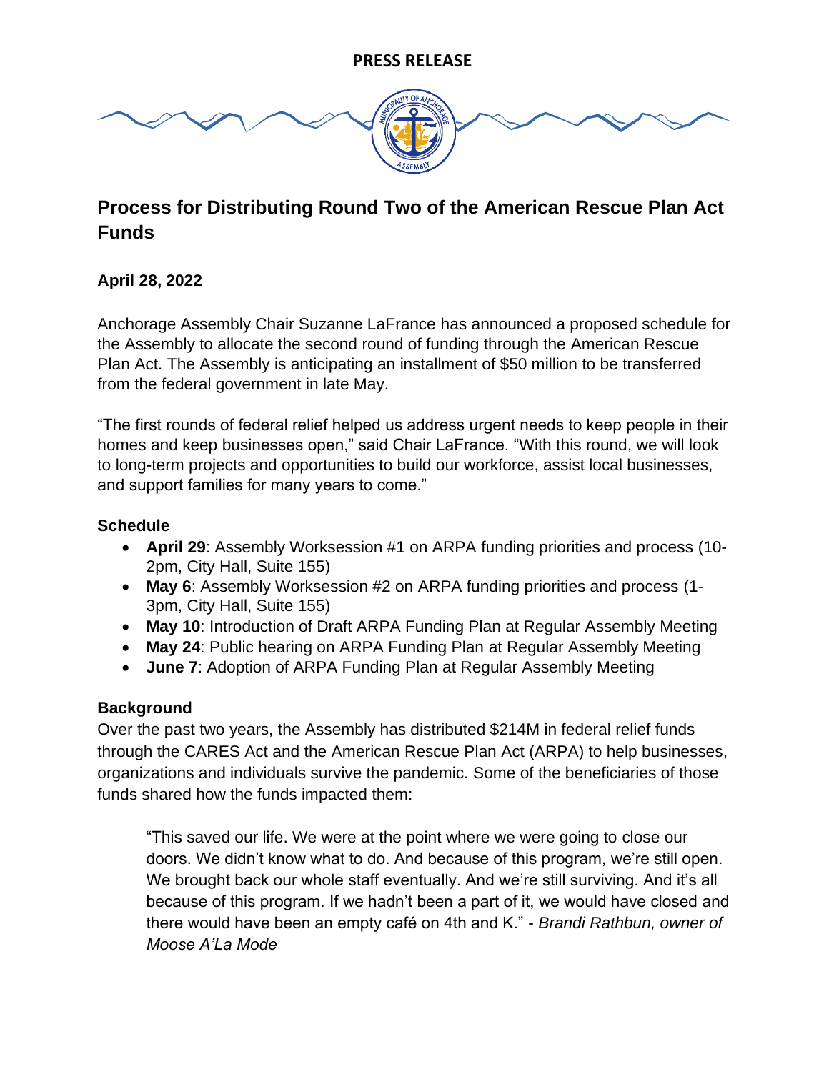**PRESS RELEASE**

# Process for Distributing Round Two of the American Rescue Plan Act Funds

**April 28, 2022**

Anchorage Assembly Chair Suzanne LaFrance has announced a proposed schedule for the Assembly to allocate the second round of funding through the American Rescue Plan Act. The Assembly is anticipating an installment of $50 million to be transferred from the federal government in late May.

"The first rounds of federal relief helped us address urgent needs to keep people in their homes and keep businesses open," said Chair LaFrance. "With this round, we will look to long-term projects and opportunities to build our workforce, assist local businesses, and support families for many years to come."

### Schedule

- **April 29**: Assembly Worksession #1 on ARPA funding priorities and process (10-2pm, City Hall, Suite 155)
- **May 6**: Assembly Worksession #2 on ARPA funding priorities and process (1-3pm, City Hall, Suite 155)
- **May 10**: Introduction of Draft ARPA Funding Plan at Regular Assembly Meeting
- **May 24**: Public hearing on ARPA Funding Plan at Regular Assembly Meeting
- **June 7**: Adoption of ARPA Funding Plan at Regular Assembly Meeting

### Background

Over the past two years, the Assembly has distributed $214M in federal relief funds through the CARES Act and the American Rescue Plan Act (ARPA) to help businesses, organizations and individuals survive the pandemic. Some of the beneficiaries of those funds shared how the funds impacted them:

> "This saved our life. We were at the point where we were going to close our doors. We didn't know what to do. And because of this program, we're still open. We brought back our whole staff eventually. And we're still surviving. And it's all because of this program. If we hadn't been a part of it, we would have closed and there would have been an empty café on 4th and K." - *Brandi Rathbun, owner of Moose A'La Mode*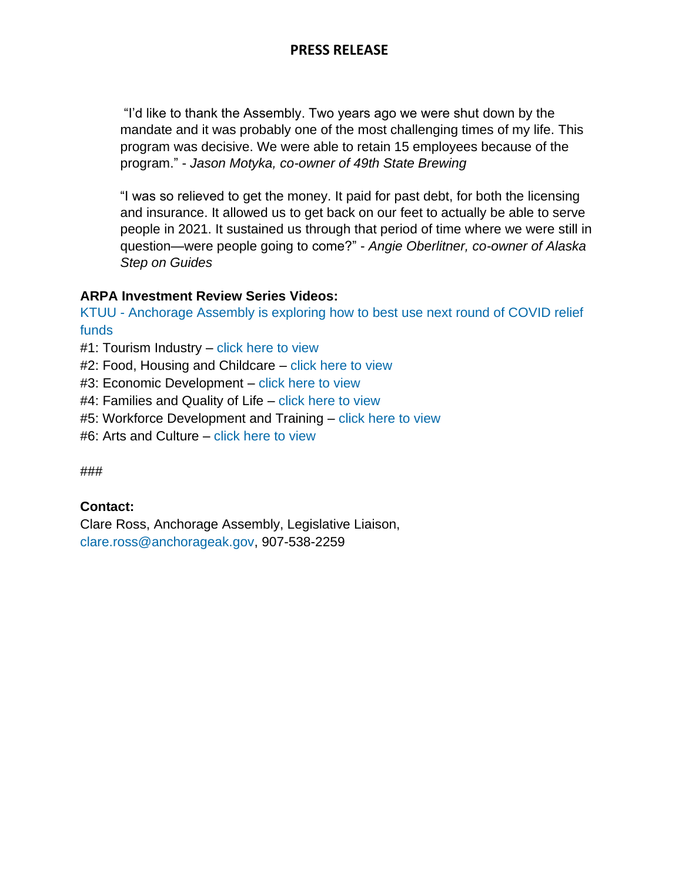"I'd like to thank the Assembly. Two years ago we were shut down by the mandate and it was probably one of the most challenging times of my life. This program was decisive. We were able to retain 15 employees because of the program." - *Jason Motyka, co-owner of 49th State Brewing*

"I was so relieved to get the money. It paid for past debt, for both the licensing and insurance. It allowed us to get back on our feet to actually be able to serve people in 2021. It sustained us through that period of time where we were still in question—were people going to come?" - *Angie Oberlitner, co-owner of Alaska Step on Guides*

**ARPA Investment Review Series Videos:**

KTUU - Anchorage Assembly is exploring how to best use next round of COVID relief funds

#1: Tourism Industry – click here to view

#2: Food, Housing and Childcare – click here to view

#3: Economic Development – click here to view

#4: Families and Quality of Life – click here to view

#5: Workforce Development and Training – click here to view

#6: Arts and Culture – click here to view

###

**Contact:**

Clare Ross, Anchorage Assembly, Legislative Liaison, clare.ross@anchorageak.gov, 907-538-2259